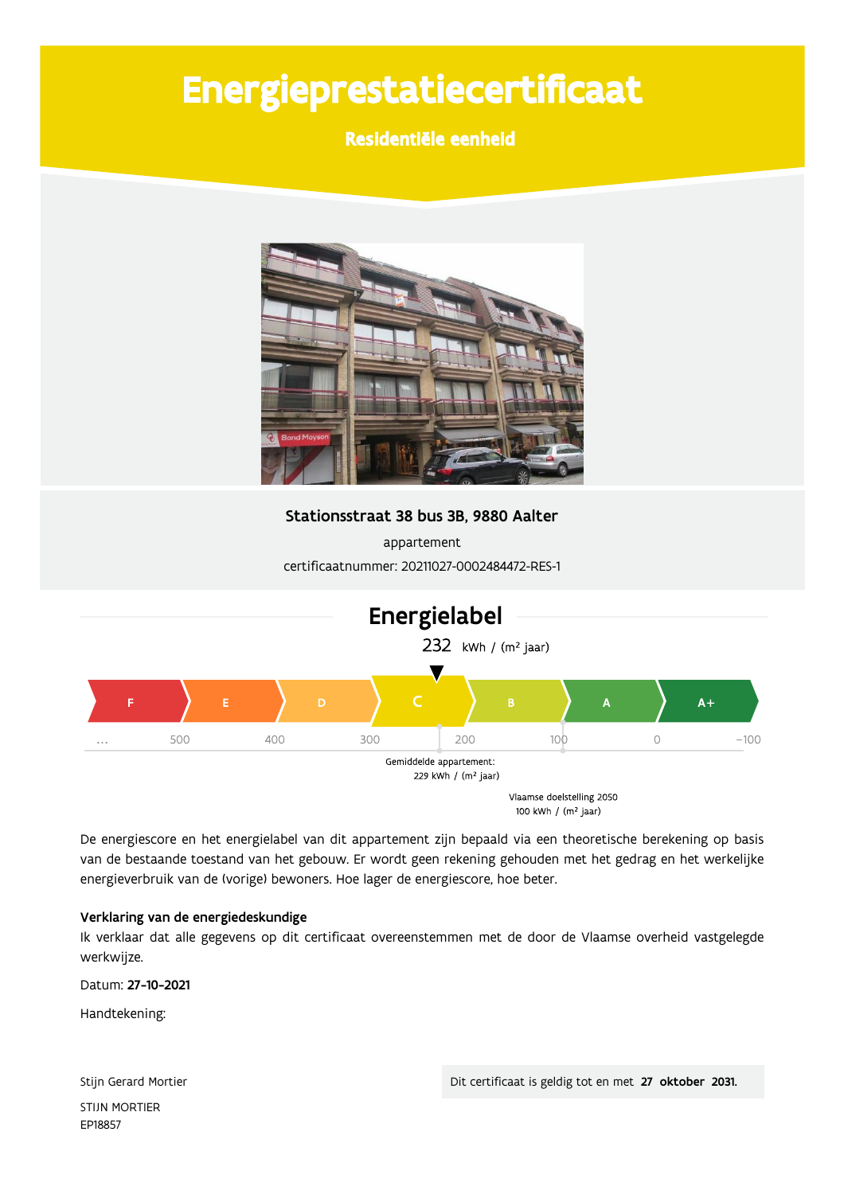# Energieprestatiecertificaat

**Residentiële eenheid**

**Stationsstraat 38 bus 3B, 9880 Aalter**

appartement

certificaatnummer: 20211027-0002484472-RES-1

## Energielabel

232 kWh / (m² jaar)

F | E | D | **C** | B | A | A+

... 500 400 300 200 100 0 -100

Gemiddelde appartement: 229 kWh / (m² jaar)

Vlaamse doelstelling 2050 100 kWh / (m² jaar)

De energiescore en het energielabel van dit appartement zijn bepaald via een theoretische berekening op basis van de bestaande toestand van het gebouw. Er wordt geen rekening gehouden met het gedrag en het werkelijke energieverbruik van de (vorige) bewoners. Hoe lager de energiescore, hoe beter.

**Verklaring van de energiedeskundige**

Ik verklaar dat alle gegevens op dit certificaat overeenstemmen met de door de Vlaamse overheid vastgelegde werkwijze.

Datum: **27-10-2021**

Handtekening:

Stijn Gerard Mortier

STIJN MORTIER
EP18857

Dit certificaat is geldig tot en met **27 oktober 2031.**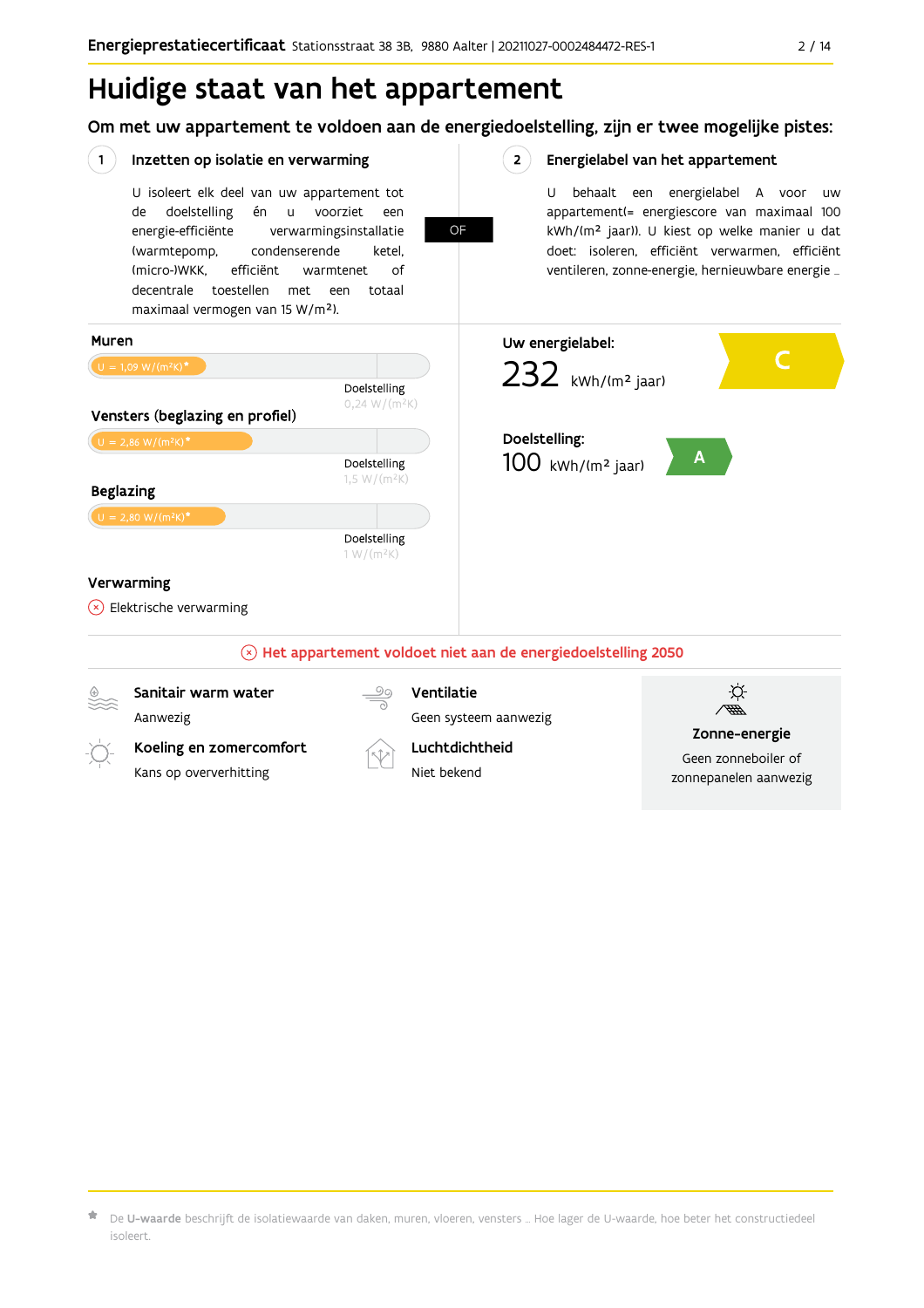# Huidige staat van het appartement

## Om met uw appartement te voldoen aan de energiedoelstelling, zijn er twee mogelijke pistes:

### 1 Inzetten op isolatie en verwarming

U isoleert elk deel van uw appartement tot de doelstelling én u voorziet een energie-efficiënte verwarmingsinstallatie (warmtepomp, condenserende ketel, (micro-)WKK, efficiënt warmtenet of decentrale toestellen met een totaal maximaal vermogen van 15 W/m²).

OF

### 2 Energielabel van het appartement

U behaalt een energielabel A voor uw appartement(= energiescore van maximaal 100 kWh/(m² jaar)). U kiest op welke manier u dat doet: isoleren, efficiënt verwarmen, efficiënt ventileren, zonne-energie, hernieuwbare energie ...

**Muren**

U = 1,09 W/(m²K)*

Doelstelling 0,24 W/(m²K)

**Vensters (beglazing en profiel)**

U = 2,86 W/(m²K)*

Doelstelling 1,5 W/(m²K)

**Beglazing**

U = 2,80 W/(m²K)*

Doelstelling 1 W/(m²K)

**Verwarming**

Elektrische verwarming

**Uw energielabel:**

232 kWh/(m² jaar) — C

**Doelstelling:**

100 kWh/(m² jaar) — A

**Het appartement voldoet niet aan de energiedoelstelling 2050**

**Sanitair warm water**
Aanwezig

**Ventilatie**
Geen systeem aanwezig

**Koeling en zomercomfort**
Kans op oververhitting

**Luchtdichtheid**
Niet bekend

**Zonne-energie**
Geen zonneboiler of zonnepanelen aanwezig

\* De **U-waarde** beschrijft de isolatiewaarde van daken, muren, vloeren, vensters ... Hoe lager de U-waarde, hoe beter het constructiedeel isoleert.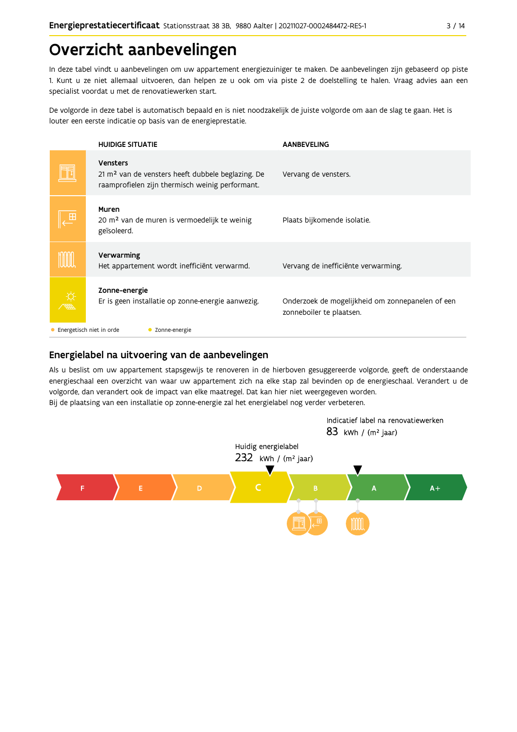# Overzicht aanbevelingen

In deze tabel vindt u aanbevelingen om uw appartement energiezuiniger te maken. De aanbevelingen zijn gebaseerd op piste 1. Kunt u ze niet allemaal uitvoeren, dan helpen ze u ook om via piste 2 de doelstelling te halen. Vraag advies aan een specialist voordat u met de renovatiewerken start.

De volgorde in deze tabel is automatisch bepaald en is niet noodzakelijk de juiste volgorde om aan de slag te gaan. Het is louter een eerste indicatie op basis van de energieprestatie.

| HUIDIGE SITUATIE | AANBEVELING |
|---|---|
| **Vensters**<br>21 m² van de vensters heeft dubbele beglazing. De raamprofielen zijn thermisch weinig performant. | Vervang de vensters. |
| **Muren**<br>20 m² van de muren is vermoedelijk te weinig geïsoleerd. | Plaats bijkomende isolatie. |
| **Verwarming**<br>Het appartement wordt inefficiënt verwarmd. | Vervang de inefficiënte verwarming. |
| **Zonne-energie**<br>Er is geen installatie op zonne-energie aanwezig. | Onderzoek de mogelijkheid om zonnepanelen of een zonneboiler te plaatsen. |

● Energetisch niet in orde ● Zonne-energie

## Energielabel na uitvoering van de aanbevelingen

Als u beslist om uw appartement stapsgewijs te renoveren in de hierboven gesuggereerde volgorde, geeft de onderstaande energieschaal een overzicht van waar uw appartement zich na elke stap zal bevinden op de energieschaal. Verandert u de volgorde, dan verandert ook de impact van elke maatregel. Dat kan hier niet weergegeven worden.
Bij de plaatsing van een installatie op zonne-energie zal het energielabel nog verder verbeteren.

Huidig energielabel
232 kWh / (m² jaar)

Indicatief label na renovatiewerken
83 kWh / (m² jaar)

F | E | D | C | B | A | A+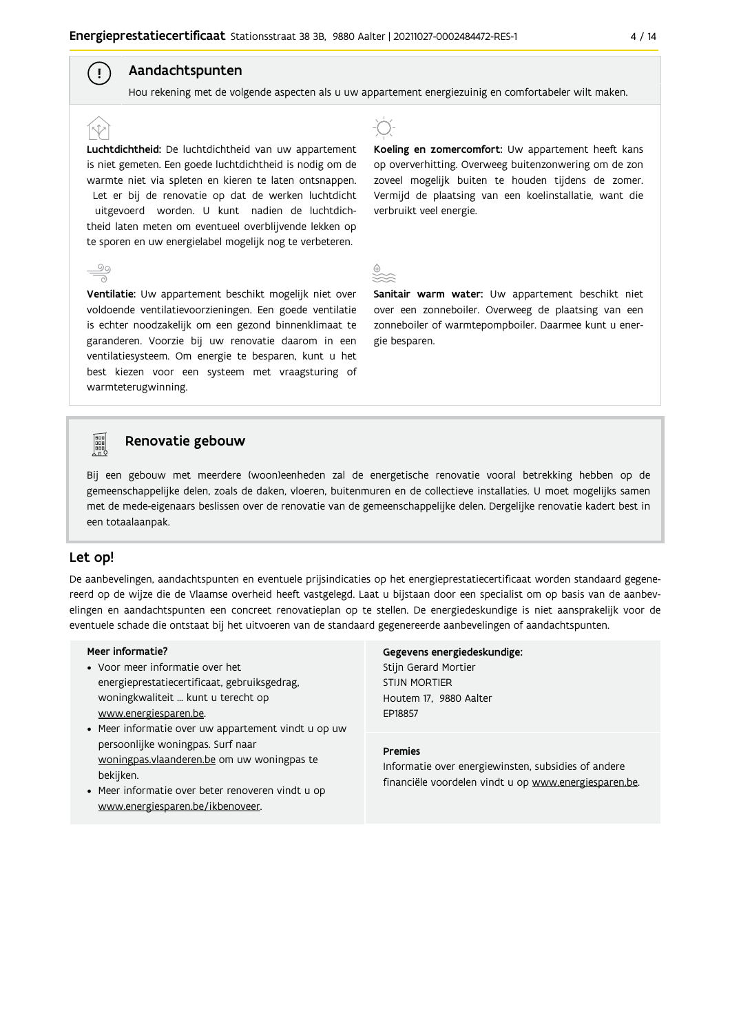## Aandachtspunten

Hou rekening met de volgende aspecten als u uw appartement energiezuinig en comfortabeler wilt maken.

**Luchtdichtheid:** De luchtdichtheid van uw appartement is niet gemeten. Een goede luchtdichtheid is nodig om de warmte niet via spleten en kieren te laten ontsnappen. Let er bij de renovatie op dat de werken luchtdicht uitgevoerd worden. U kunt nadien de luchtdichtheid laten meten om eventueel overblijvende lekken op te sporen en uw energielabel mogelijk nog te verbeteren.

**Ventilatie:** Uw appartement beschikt mogelijk niet over voldoende ventilatievoorzieningen. Een goede ventilatie is echter noodzakelijk om een gezond binnenklimaat te garanderen. Voorzie bij uw renovatie daarom in een ventilatiesysteem. Om energie te besparen, kunt u het best kiezen voor een systeem met vraagsturing of warmteterugwinning.

**Koeling en zomercomfort:** Uw appartement heeft kans op oververhitting. Overweeg buitenzonwering om de zon zoveel mogelijk buiten te houden tijdens de zomer. Vermijd de plaatsing van een koelinstallatie, want die verbruikt veel energie.

**Sanitair warm water:** Uw appartement beschikt niet over een zonneboiler. Overweeg de plaatsing van een zonneboiler of warmtepompboiler. Daarmee kunt u energie besparen.

## Renovatie gebouw

Bij een gebouw met meerdere (woon)eenheden zal de energetische renovatie vooral betrekking hebben op de gemeenschappelijke delen, zoals de daken, vloeren, buitenmuren en de collectieve installaties. U moet mogelijks samen met de mede-eigenaars beslissen over de renovatie van de gemeenschappelijke delen. Dergelijke renovatie kadert best in een totaalaanpak.

## Let op!

De aanbevelingen, aandachtspunten en eventuele prijsindicaties op het energieprestatiecertificaat worden standaard gegenereerd op de wijze die de Vlaamse overheid heeft vastgelegd. Laat u bijstaan door een specialist om op basis van de aanbevelingen en aandachtspunten een concreet renovatieplan op te stellen. De energiedeskundige is niet aansprakelijk voor de eventuele schade die ontstaat bij het uitvoeren van de standaard gegenereerde aanbevelingen of aandachtspunten.

**Meer informatie?**

- Voor meer informatie over het energieprestatiecertificaat, gebruiksgedrag, woningkwaliteit ... kunt u terecht op www.energiesparen.be.
- Meer informatie over uw appartement vindt u op uw persoonlijke woningpas. Surf naar woningpas.vlaanderen.be om uw woningpas te bekijken.
- Meer informatie over beter renoveren vindt u op www.energiesparen.be/ikbenoveer.

**Gegevens energiedeskundige:**
Stijn Gerard Mortier
STIJN MORTIER
Houtem 17, 9880 Aalter
EP18857

**Premies**
Informatie over energiewinsten, subsidies of andere financiële voordelen vindt u op www.energiesparen.be.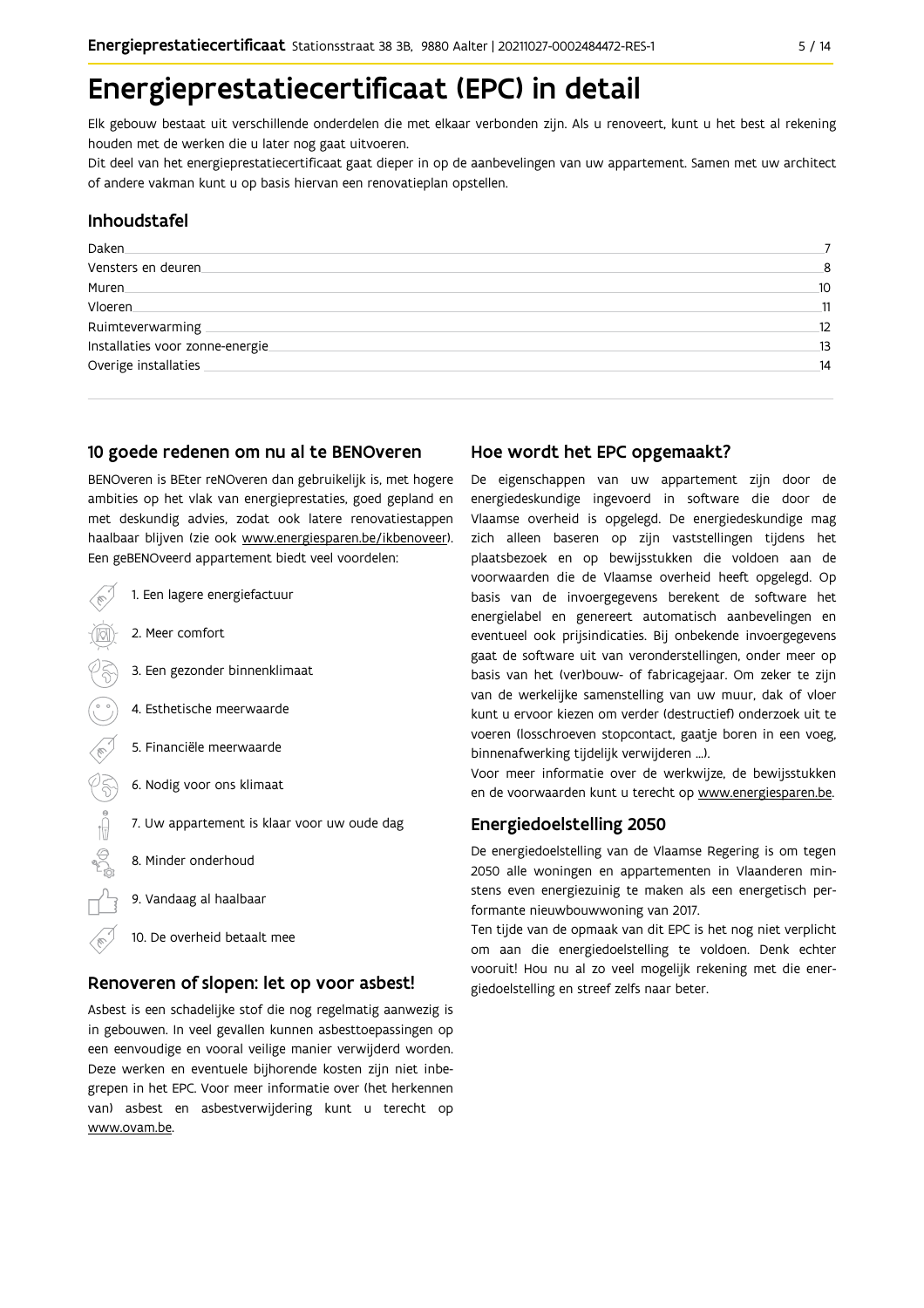# Energieprestatiecertificaat (EPC) in detail

Elk gebouw bestaat uit verschillende onderdelen die met elkaar verbonden zijn. Als u renoveert, kunt u het best al rekening houden met de werken die u later nog gaat uitvoeren.
Dit deel van het energieprestatiecertificaat gaat dieper in op de aanbevelingen van uw appartement. Samen met uw architect of andere vakman kunt u op basis hiervan een renovatieplan opstellen.

## Inhoudstafel

| | |
|---|---|
| Daken | 7 |
| Vensters en deuren | 8 |
| Muren | 10 |
| Vloeren | 11 |
| Ruimteverwarming | 12 |
| Installaties voor zonne-energie | 13 |
| Overige installaties | 14 |

## 10 goede redenen om nu al te BENOveren

BENOveren is BEter reNOveren dan gebruikelijk is, met hogere ambities op het vlak van energieprestaties, goed gepland en met deskundig advies, zodat ook latere renovatiestappen haalbaar blijven (zie ook www.energiesparen.be/ikbenoveer). Een geBENOveerd appartement biedt veel voordelen:

1. Een lagere energiefactuur
2. Meer comfort
3. Een gezonder binnenklimaat
4. Esthetische meerwaarde
5. Financiële meerwaarde
6. Nodig voor ons klimaat
7. Uw appartement is klaar voor uw oude dag
8. Minder onderhoud
9. Vandaag al haalbaar
10. De overheid betaalt mee

## Renoveren of slopen: let op voor asbest!

Asbest is een schadelijke stof die nog regelmatig aanwezig is in gebouwen. In veel gevallen kunnen asbesttoepassingen op een eenvoudige en vooral veilige manier verwijderd worden. Deze werken en eventuele bijhorende kosten zijn niet inbegrepen in het EPC. Voor meer informatie over (het herkennen van) asbest en asbestverwijdering kunt u terecht op www.ovam.be.

## Hoe wordt het EPC opgemaakt?

De eigenschappen van uw appartement zijn door de energiedeskundige ingevoerd in software die door de Vlaamse overheid is opgelegd. De energiedeskundige mag zich alleen baseren op zijn vaststellingen tijdens het plaatsbezoek en op bewijsstukken die voldoen aan de voorwaarden die de Vlaamse overheid heeft opgelegd. Op basis van de invoergegevens berekent de software het energielabel en genereert automatisch aanbevelingen en eventueel ook prijsindicaties. Bij onbekende invoergegevens gaat de software uit van veronderstellingen, onder meer op basis van het (ver)bouw- of fabricagejaar. Om zeker te zijn van de werkelijke samenstelling van uw muur, dak of vloer kunt u ervoor kiezen om verder (destructief) onderzoek uit te voeren (losschroeven stopcontact, gaatje boren in een voeg, binnenafwerking tijdelijk verwijderen ...).
Voor meer informatie over de werkwijze, de bewijsstukken en de voorwaarden kunt u terecht op www.energiesparen.be.

## Energiedoelstelling 2050

De energiedoelstelling van de Vlaamse Regering is om tegen 2050 alle woningen en appartementen in Vlaanderen minstens even energiezuinig te maken als een energetisch performante nieuwbouwwoning van 2017.
Ten tijde van de opmaak van dit EPC is het nog niet verplicht om aan die energiedoelstelling te voldoen. Denk echter vooruit! Hou nu al zo veel mogelijk rekening met die energiedoelstelling en streef zelfs naar beter.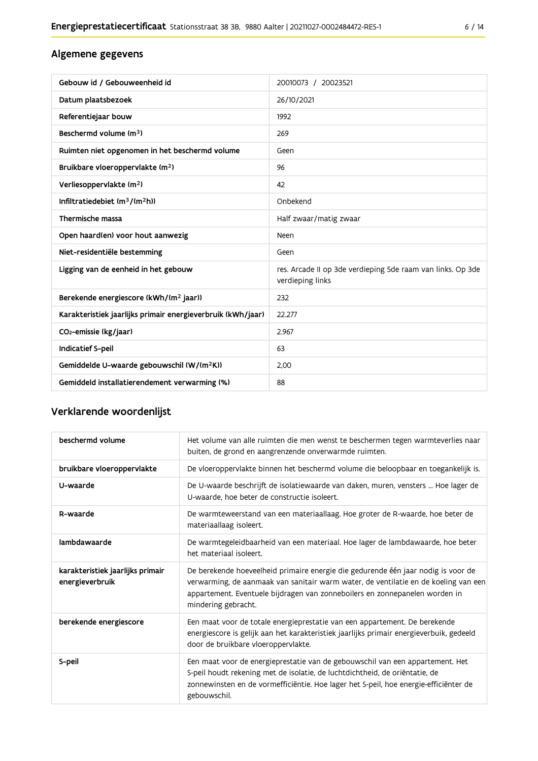## Algemene gegevens

| Gebouw id / Gebouweenheid id | 20010073 / 20023521 |
|---|---|
| Datum plaatsbezoek | 26/10/2021 |
| Referentiejaar bouw | 1992 |
| Beschermd volume ($m^3$) | 269 |
| Ruimten niet opgenomen in het beschermd volume | Geen |
| Bruikbare vloeroppervlakte ($m^2$) | 96 |
| Verliesoppervlakte ($m^2$) | 42 |
| Infiltratiedebiet ($m^3/(m^2h)$) | Onbekend |
| Thermische massa | Half zwaar/matig zwaar |
| Open haard(en) voor hout aanwezig | Neen |
| Niet-residentiële bestemming | Geen |
| Ligging van de eenheid in het gebouw | res. Arcade II op 3de verdieping 5de raam van links. Op 3de verdieping links |
| Berekende energiescore (kWh/($m^2$ jaar)) | 232 |
| Karakteristiek jaarlijks primair energieverbruik (kWh/jaar) | 22.277 |
| $CO_2$-emissie (kg/jaar) | 2.967 |
| Indicatief S-peil | 63 |
| Gemiddelde U-waarde gebouwschil (W/($m^2$K)) | 2,00 |
| Gemiddeld installatierendement verwarming (%) | 88 |

## Verklarende woordenlijst

| beschermd volume | Het volume van alle ruimten die men wenst te beschermen tegen warmteverlies naar buiten, de grond en aangrenzende onverwarmde ruimten. |
|---|---|
| bruikbare vloeroppervlakte | De vloeroppervlakte binnen het beschermd volume die beloopbaar en toegankelijk is. |
| U-waarde | De U-waarde beschrijft de isolatiewaarde van daken, muren, vensters ... Hoe lager de U-waarde, hoe beter de constructie isoleert. |
| R-waarde | De warmteweerstand van een materiaallaag. Hoe groter de R-waarde, hoe beter de materiaallaag isoleert. |
| lambdawaarde | De warmtegeleidbaarheid van een materiaal. Hoe lager de lambdawaarde, hoe beter het materiaal isoleert. |
| karakteristiek jaarlijks primair energieverbruik | De berekende hoeveelheid primaire energie die gedurende één jaar nodig is voor de verwarming, de aanmaak van sanitair warm water, de ventilatie en de koeling van een appartement. Eventuele bijdragen van zonneboilers en zonnepanelen worden in mindering gebracht. |
| berekende energiescore | Een maat voor de totale energieprestatie van een appartement. De berekende energiescore is gelijk aan het karakteristiek jaarlijks primair energieverbuik, gedeeld door de bruikbare vloeroppervlakte. |
| S-peil | Een maat voor de energieprestatie van de gebouwschil van een appartement. Het S-peil houdt rekening met de isolatie, de luchtdichtheid, de oriëntatie, de zonnewinsten en de vormefficiëntie. Hoe lager het S-peil, hoe energie-efficiënter de gebouwschil. |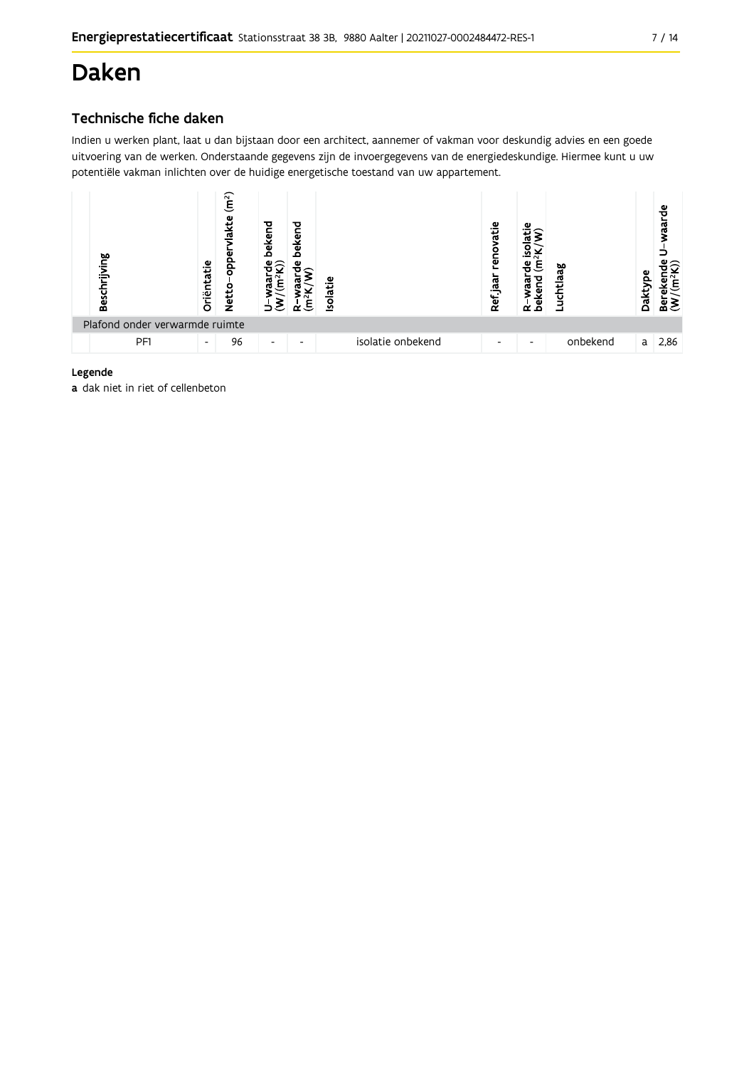# Daken

## Technische fiche daken

Indien u werken plant, laat u dan bijstaan door een architect, aannemer of vakman voor deskundig advies en een goede uitvoering van de werken. Onderstaande gegevens zijn de invoergegevens van de energiedeskundige. Hiermee kunt u uw potentiële vakman inlichten over de huidige energetische toestand van uw appartement.

| Beschrijving | Oriëntatie | Netto-oppervlakte (m²) | U-waarde bekend (W/(m²K)) | R-waarde bekend (m²K/W) | Isolatie | Ref.jaar renovatie | R-waarde isolatie bekend (m²K/W) | Luchtlaag | Daktype | Berekende U-waarde (W/(m²K)) |
|---|---|---|---|---|---|---|---|---|---|---|
| Plafond onder verwarmde ruimte | | | | | | | | | | |
| PF1 | - | 96 | - | - | isolatie onbekend | - | - | onbekend | a | 2,86 |

**Legende**

**a** dak niet in riet of cellenbeton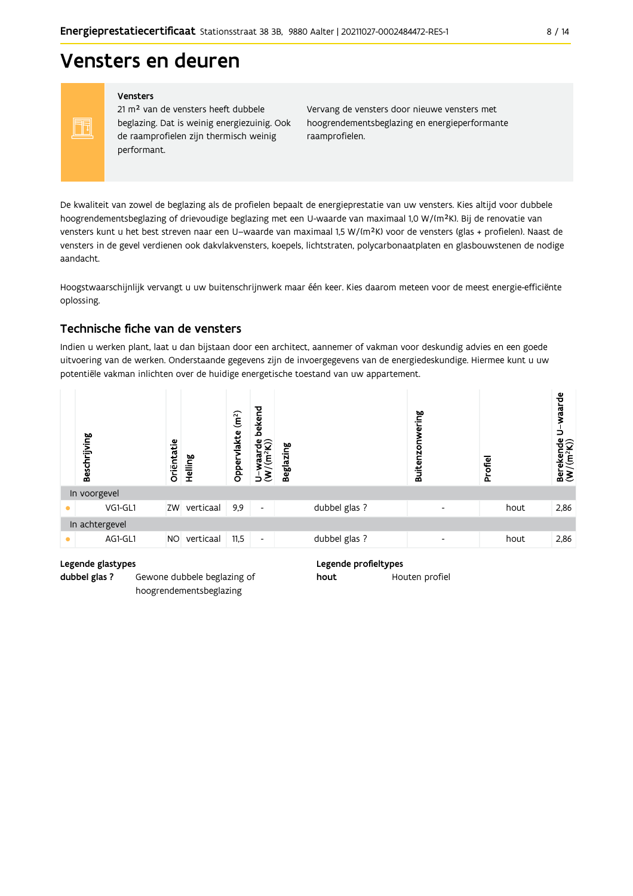# Vensters en deuren

**Vensters**

21 m² van de vensters heeft dubbele beglazing. Dat is weinig energiezuinig. Ook de raamprofielen zijn thermisch weinig performant.

Vervang de vensters door nieuwe vensters met hoogrendementsbeglazing en energieperformante raamprofielen.

De kwaliteit van zowel de beglazing als de profielen bepaalt de energieprestatie van uw vensters. Kies altijd voor dubbele hoogrendementsbeglazing of drievoudige beglazing met een U-waarde van maximaal 1,0 W/(m²K). Bij de renovatie van vensters kunt u het best streven naar een U–waarde van maximaal 1,5 W/(m²K) voor de vensters (glas + profielen). Naast de vensters in de gevel verdienen ook dakvlakvensters, koepels, lichtstraten, polycarbonaatplaten en glasbouwstenen de nodige aandacht.

Hoogstwaarschijnlijk vervangt u uw buitenschrijnwerk maar één keer. Kies daarom meteen voor de meest energie-efficiënte oplossing.

## Technische fiche van de vensters

Indien u werken plant, laat u dan bijstaan door een architect, aannemer of vakman voor deskundig advies en een goede uitvoering van de werken. Onderstaande gegevens zijn de invoergegevens van de energiedeskundige. Hiermee kunt u uw potentiële vakman inlichten over de huidige energetische toestand van uw appartement.

| | Beschrijving | Oriëntatie | Helling | Oppervlakte (m²) | U–waarde bekend (W/(m²K)) | Beglazing | Buitenzonwering | Profiel | Berekende U–waarde (W/(m²K)) |
|---|---|---|---|---|---|---|---|---|---|
| In voorgevel | | | | | | | | | |
| • | VG1-GL1 | ZW | verticaal | 9,9 | - | dubbel glas ? | - | hout | 2,86 |
| In achtergevel | | | | | | | | | |
| • | AG1-GL1 | NO | verticaal | 11,5 | - | dubbel glas ? | - | hout | 2,86 |

**Legende glastypes**

**dubbel glas ?** Gewone dubbele beglazing of hoogrendementsbeglazing

**Legende profieltypes**

**hout** Houten profiel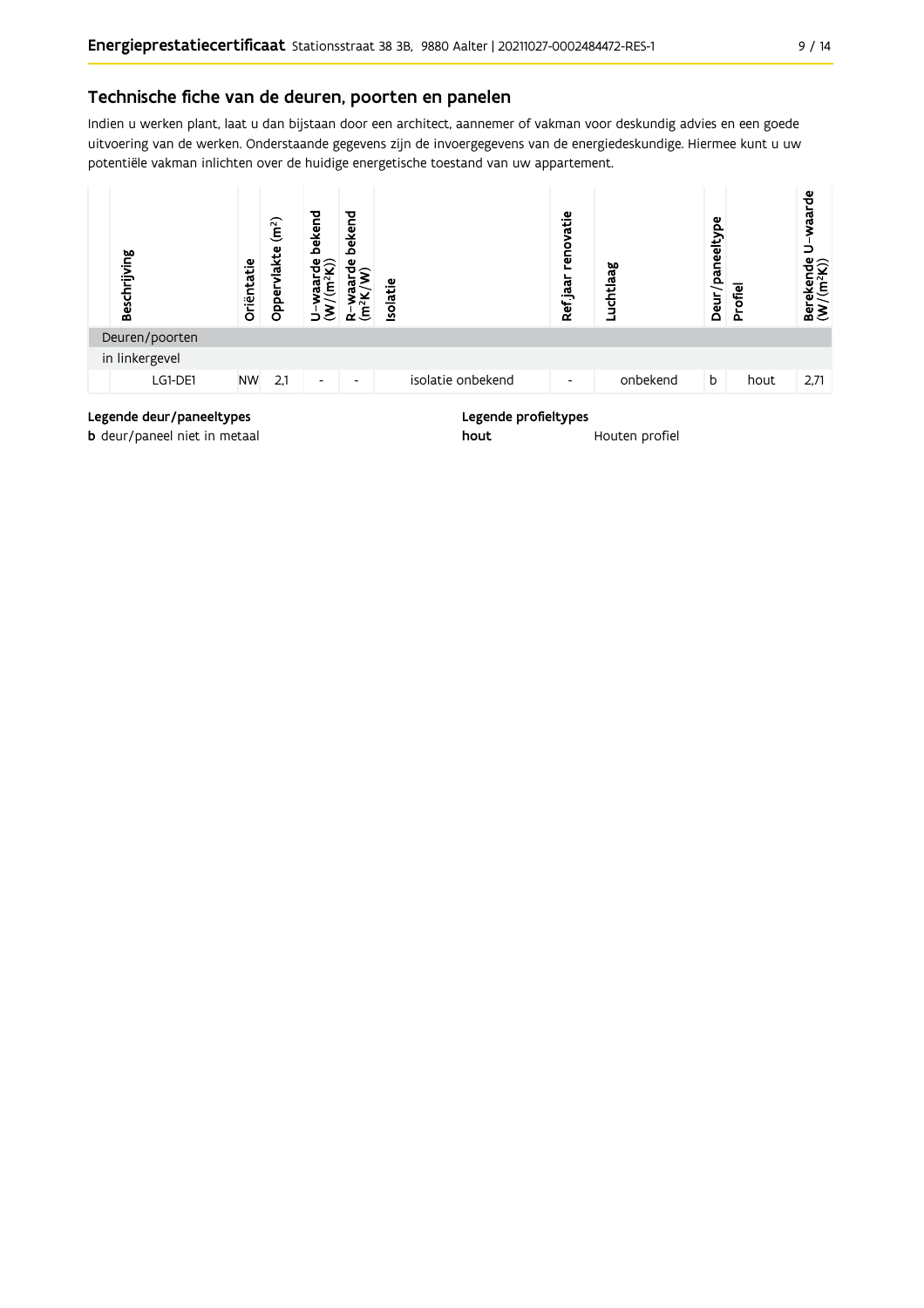## Technische fiche van de deuren, poorten en panelen

Indien u werken plant, laat u dan bijstaan door een architect, aannemer of vakman voor deskundig advies en een goede uitvoering van de werken. Onderstaande gegevens zijn de invoergegevens van de energiedeskundige. Hiermee kunt u uw potentiële vakman inlichten over de huidige energetische toestand van uw appartement.

| Beschrijving | Oriëntatie | Oppervlakte (m²) | U-waarde bekend (W/(m²K)) | R-waarde bekend (m²K/W) | Isolatie | Ref.jaar renovatie | Luchtlaag | Deur/paneeltype | Profiel | Berekende U-waarde (W/(m²K)) |
|---|---|---|---|---|---|---|---|---|---|---|
| **Deuren/poorten** | | | | | | | | | | |
| in linkergevel | | | | | | | | | | |
| LG1-DE1 | NW | 2,1 | - | - | isolatie onbekend | - | onbekend | b | hout | 2,71 |

**Legende deur/paneeltypes**

**b** deur/paneel niet in metaal

**Legende profieltypes**

**hout** Houten profiel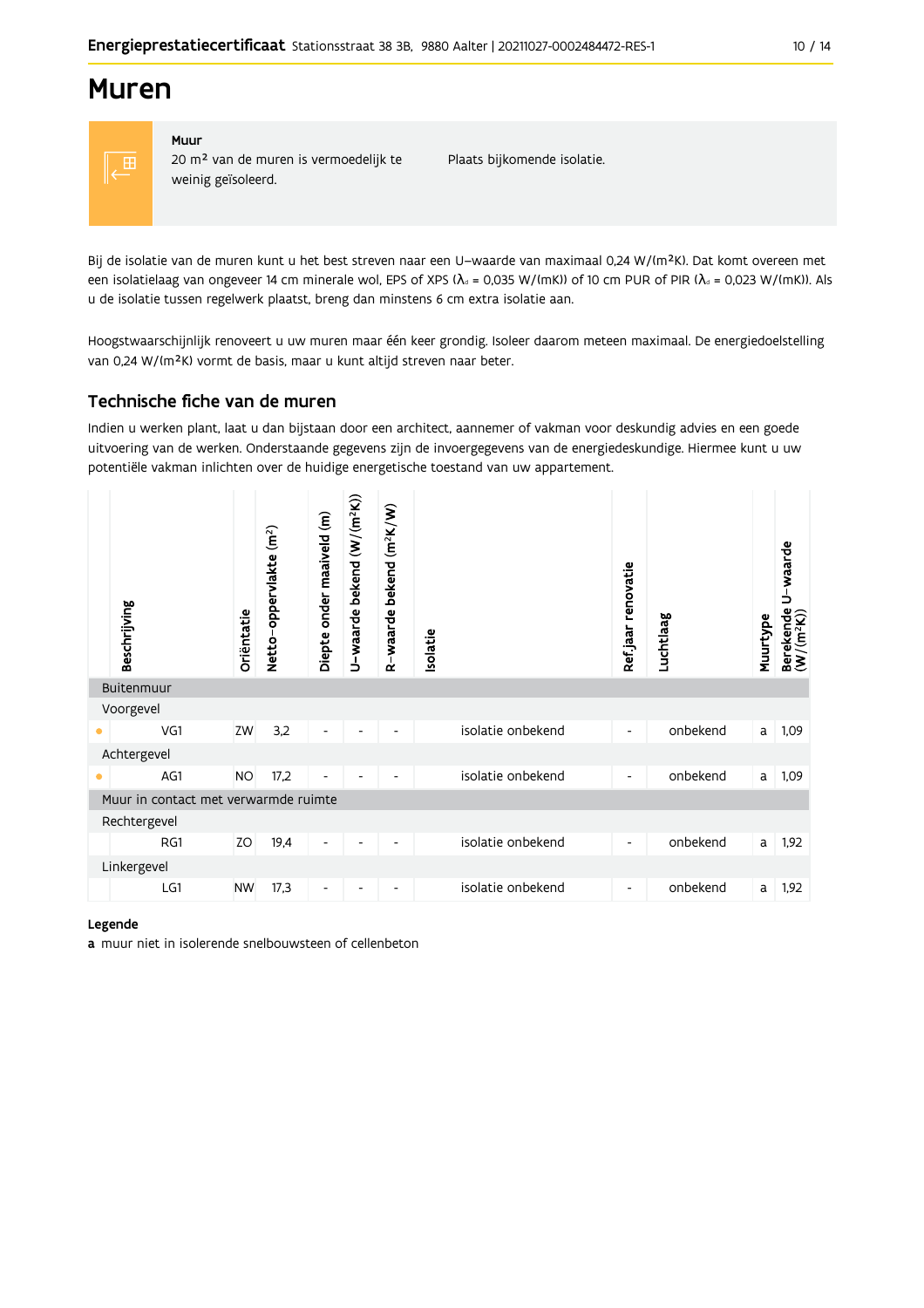# Muren

**Muur**
20 m² van de muren is vermoedelijk te weinig geïsoleerd.

Plaats bijkomende isolatie.

Bij de isolatie van de muren kunt u het best streven naar een U-waarde van maximaal 0,24 W/(m²K). Dat komt overeen met een isolatielaag van ongeveer 14 cm minerale wol, EPS of XPS ($\lambda_d$ = 0,035 W/(mK)) of 10 cm PUR of PIR ($\lambda_d$ = 0,023 W/(mK)). Als u de isolatie tussen regelwerk plaatst, breng dan minstens 6 cm extra isolatie aan.

Hoogstwaarschijnlijk renoveert u uw muren maar één keer grondig. Isoleer daarom meteen maximaal. De energiedoelstelling van 0,24 W/(m²K) vormt de basis, maar u kunt altijd streven naar beter.

## Technische fiche van de muren

Indien u werken plant, laat u dan bijstaan door een architect, aannemer of vakman voor deskundig advies en een goede uitvoering van de werken. Onderstaande gegevens zijn de invoergegevens van de energiedeskundige. Hiermee kunt u uw potentiële vakman inlichten over de huidige energetische toestand van uw appartement.

| | Beschrijving | Oriëntatie | Netto-oppervlakte (m²) | Diepte onder maaiveld (m) | U-waarde bekend (W/(m²K)) | R-waarde bekend (m²K/W) | Isolatie | Ref.jaar renovatie | Luchtlaag | Muurtype | Berekende U-waarde (W/(m²K)) |
|---|---|---|---|---|---|---|---|---|---|---|---|
| Buitenmuur | | | | | | | | | | | |
| Voorgevel | | | | | | | | | | | |
| • | VG1 | ZW | 3,2 | - | - | - | isolatie onbekend | - | onbekend | a | 1,09 |
| Achtergevel | | | | | | | | | | | |
| • | AG1 | NO | 17,2 | - | - | - | isolatie onbekend | - | onbekend | a | 1,09 |
| Muur in contact met verwarmde ruimte | | | | | | | | | | | |
| Rechtergevel | | | | | | | | | | | |
| | RG1 | ZO | 19,4 | - | - | - | isolatie onbekend | - | onbekend | a | 1,92 |
| Linkergevel | | | | | | | | | | | |
| | LG1 | NW | 17,3 | - | - | - | isolatie onbekend | - | onbekend | a | 1,92 |

**Legende**
**a** muur niet in isolerende snelbouwsteen of cellenbeton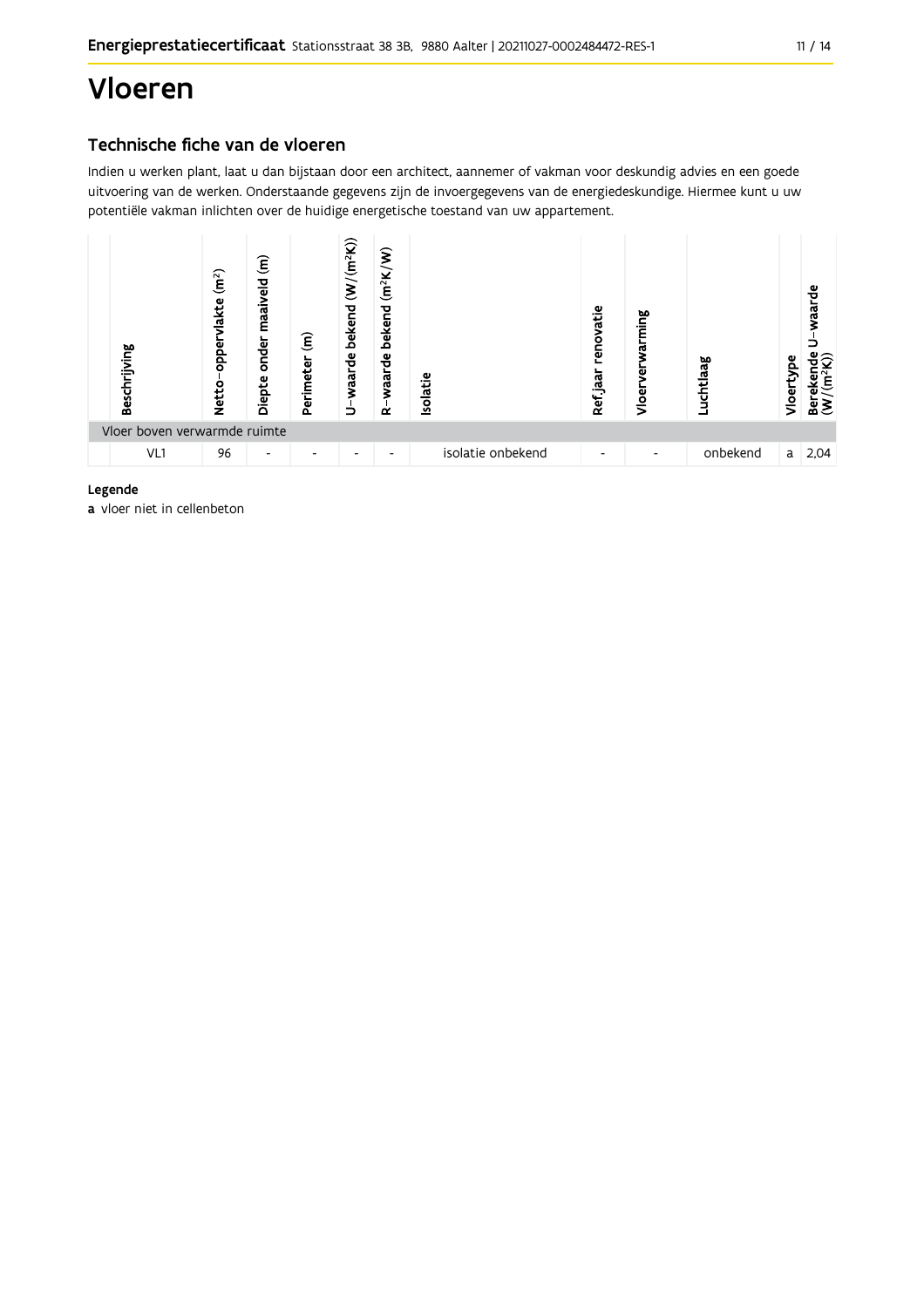# Vloeren

## Technische fiche van de vloeren

Indien u werken plant, laat u dan bijstaan door een architect, aannemer of vakman voor deskundig advies en een goede uitvoering van de werken. Onderstaande gegevens zijn de invoergegevens van de energiedeskundige. Hiermee kunt u uw potentiële vakman inlichten over de huidige energetische toestand van uw appartement.

| | Beschrijving | Netto-oppervlakte ($m^2$) | Diepte onder maaiveld (m) | Perimeter (m) | U-waarde bekend ($W/(m^2K)$) | R-waarde bekend ($m^2K/W$) | Isolatie | Ref.jaar renovatie | Vloerverwarming | Luchtlaag | Vloertype | Berekende U-waarde ($W/(m^2K)$) |
|---|---|---|---|---|---|---|---|---|---|---|---|---|
| Vloer boven verwarmde ruimte | | | | | | | | | | | | |
| | VL1 | 96 | - | - | - | - | isolatie onbekend | - | - | onbekend | a | 2,04 |

**Legende**

**a** vloer niet in cellenbeton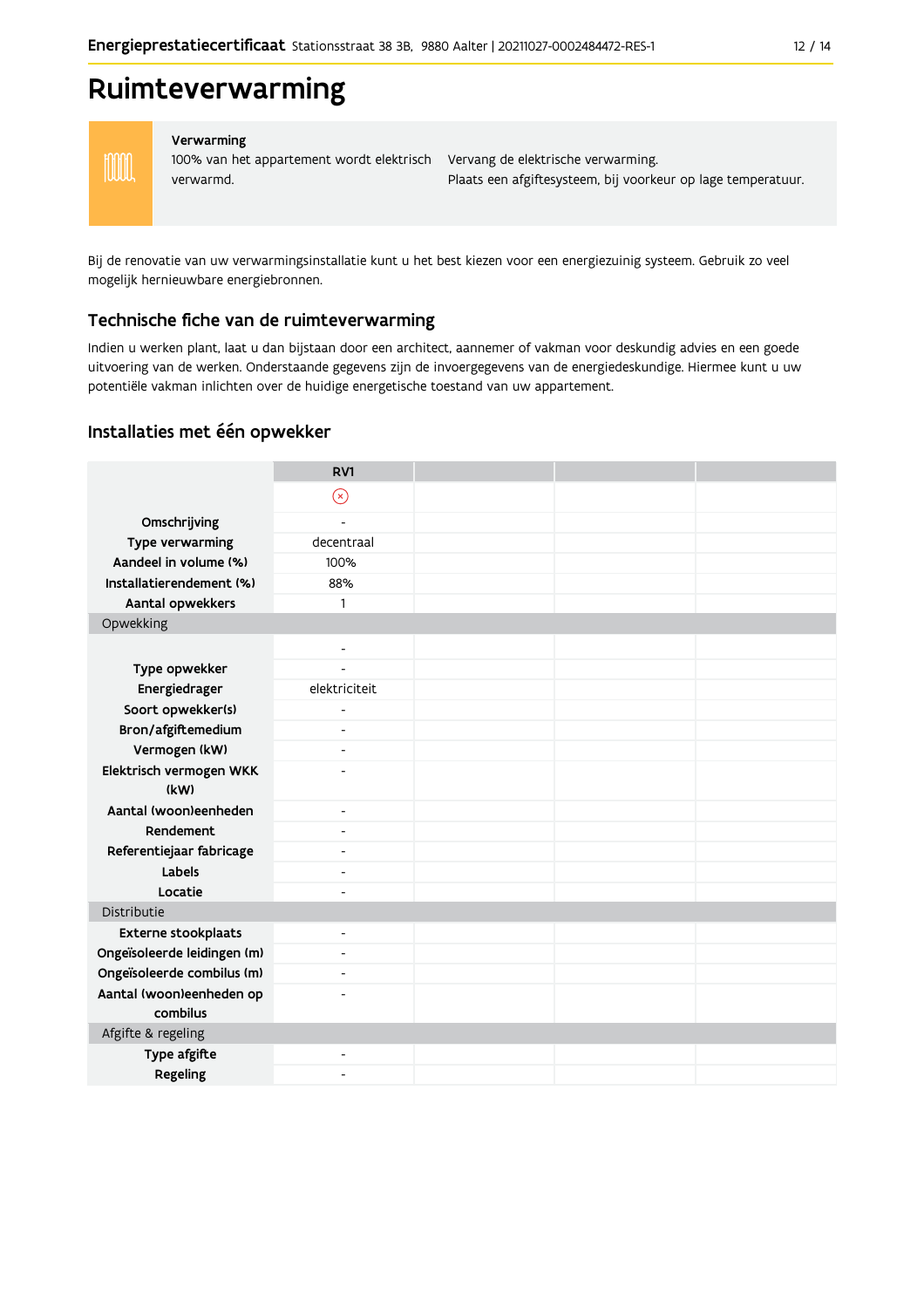# Ruimteverwarming

| Verwarming | |
|---|---|
| 100% van het appartement wordt elektrisch verwarmd. | Vervang de elektrische verwarming. Plaats een afgiftesysteem, bij voorkeur op lage temperatuur. |

Bij de renovatie van uw verwarmingsinstallatie kunt u het best kiezen voor een energiezuinig systeem. Gebruik zo veel mogelijk hernieuwbare energiebronnen.

## Technische fiche van de ruimteverwarming

Indien u werken plant, laat u dan bijstaan door een architect, aannemer of vakman voor deskundig advies en een goede uitvoering van de werken. Onderstaande gegevens zijn de invoergegevens van de energiedeskundige. Hiermee kunt u uw potentiële vakman inlichten over de huidige energetische toestand van uw appartement.

## Installaties met één opwekker

| | RV1 | | | |
|---|---|---|---|---|
| | ⊗ | | | |
| **Omschrijving** | - | | | |
| **Type verwarming** | decentraal | | | |
| **Aandeel in volume (%)** | 100% | | | |
| **Installatierendement (%)** | 88% | | | |
| **Aantal opwekkers** | 1 | | | |
| Opwekking | | | | |
| | - | | | |
| **Type opwekker** | - | | | |
| **Energiedrager** | elektriciteit | | | |
| **Soort opwekker(s)** | - | | | |
| **Bron/afgiftemedium** | - | | | |
| **Vermogen (kW)** | - | | | |
| **Elektrisch vermogen WKK (kW)** | - | | | |
| **Aantal (woon)eenheden** | - | | | |
| **Rendement** | - | | | |
| **Referentiejaar fabricage** | - | | | |
| **Labels** | - | | | |
| **Locatie** | - | | | |
| Distributie | | | | |
| **Externe stookplaats** | - | | | |
| **Ongeïsoleerde leidingen (m)** | - | | | |
| **Ongeïsoleerde combilus (m)** | - | | | |
| **Aantal (woon)eenheden op combilus** | - | | | |
| Afgifte & regeling | | | | |
| **Type afgifte** | - | | | |
| **Regeling** | - | | | |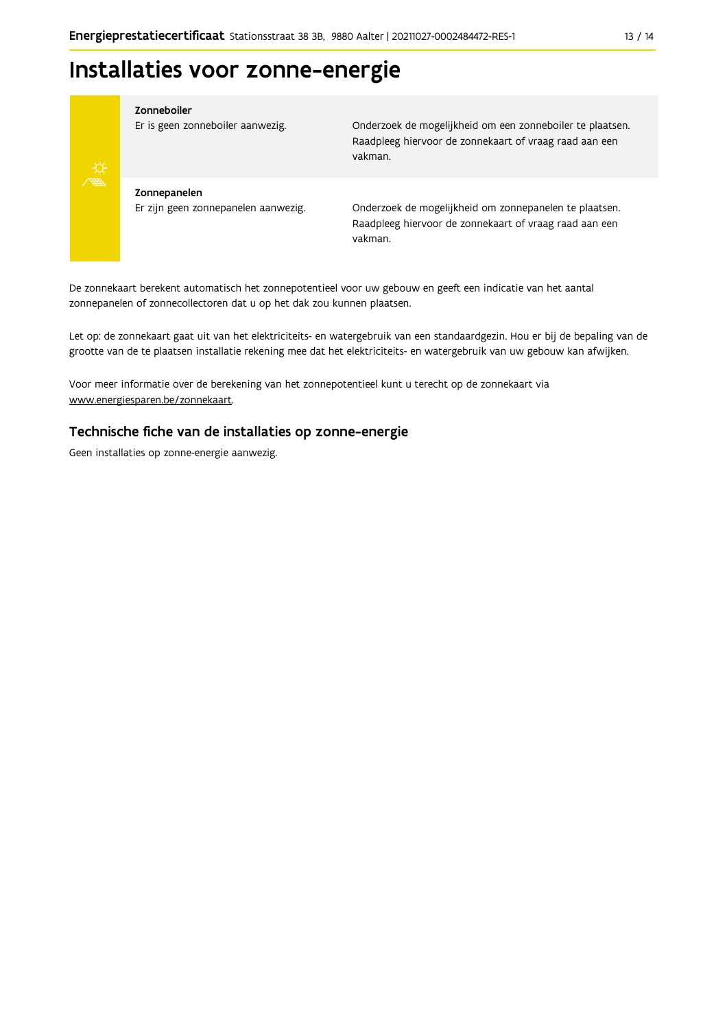# Installaties voor zonne-energie

| | |
|---|---|
| **Zonneboiler**<br>Er is geen zonneboiler aanwezig. | Onderzoek de mogelijkheid om een zonneboiler te plaatsen. Raadpleeg hiervoor de zonnekaart of vraag raad aan een vakman. |
| **Zonnepanelen**<br>Er zijn geen zonnepanelen aanwezig. | Onderzoek de mogelijkheid om zonnepanelen te plaatsen. Raadpleeg hiervoor de zonnekaart of vraag raad aan een vakman. |

De zonnekaart berekent automatisch het zonnepotentieel voor uw gebouw en geeft een indicatie van het aantal zonnepanelen of zonnecollectoren dat u op het dak zou kunnen plaatsen.

Let op: de zonnekaart gaat uit van het elektriciteits- en watergebruik van een standaardgezin. Hou er bij de bepaling van de grootte van de te plaatsen installatie rekening mee dat het elektriciteits- en watergebruik van uw gebouw kan afwijken.

Voor meer informatie over de berekening van het zonnepotentieel kunt u terecht op de zonnekaart via www.energiesparen.be/zonnekaart.

## Technische fiche van de installaties op zonne-energie

Geen installaties op zonne-energie aanwezig.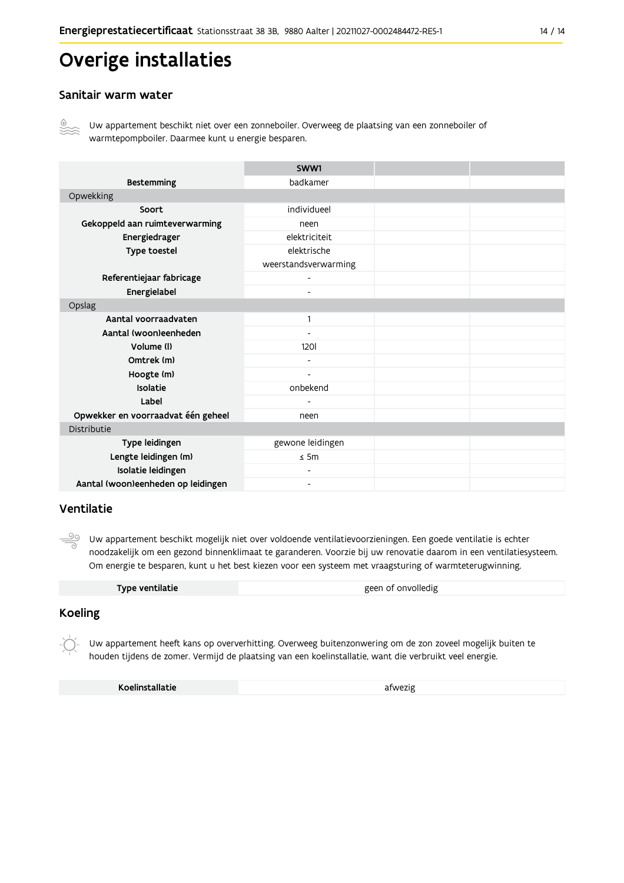# Overige installaties

## Sanitair warm water

Uw appartement beschikt niet over een zonneboiler. Overweeg de plaatsing van een zonneboiler of warmtepompboiler. Daarmee kunt u energie besparen.

| | SWW1 | | |
|---|---|---|---|
| **Bestemming** | badkamer | | |
| Opwekking | | | |
| **Soort** | individueel | | |
| **Gekoppeld aan ruimteverwarming** | neen | | |
| **Energiedrager** | elektriciteit | | |
| **Type toestel** | elektrische weerstandsverwarming | | |
| **Referentiejaar fabricage** | - | | |
| **Energielabel** | - | | |
| Opslag | | | |
| **Aantal voorraadvaten** | 1 | | |
| **Aantal (woon)eenheden** | - | | |
| **Volume (l)** | 120l | | |
| **Omtrek (m)** | - | | |
| **Hoogte (m)** | - | | |
| **Isolatie** | onbekend | | |
| **Label** | - | | |
| **Opwekker en voorraadvat één geheel** | neen | | |
| Distributie | | | |
| **Type leidingen** | gewone leidingen | | |
| **Lengte leidingen (m)** | ≤ 5m | | |
| **Isolatie leidingen** | - | | |
| **Aantal (woon)eenheden op leidingen** | - | | |

## Ventilatie

Uw appartement beschikt mogelijk niet over voldoende ventilatievoorzieningen. Een goede ventilatie is echter noodzakelijk om een gezond binnenklimaat te garanderen. Voorzie bij uw renovatie daarom in een ventilatiesysteem. Om energie te besparen, kunt u het best kiezen voor een systeem met vraagsturing of warmteterugwinning.

| | |
|---|---|
| **Type ventilatie** | geen of onvolledig |

## Koeling

Uw appartement heeft kans op oververhitting. Overweeg buitenzonwering om de zon zoveel mogelijk buiten te houden tijdens de zomer. Vermijd de plaatsing van een koelinstallatie, want die verbruikt veel energie.

| | |
|---|---|
| **Koelinstallatie** | afwezig |